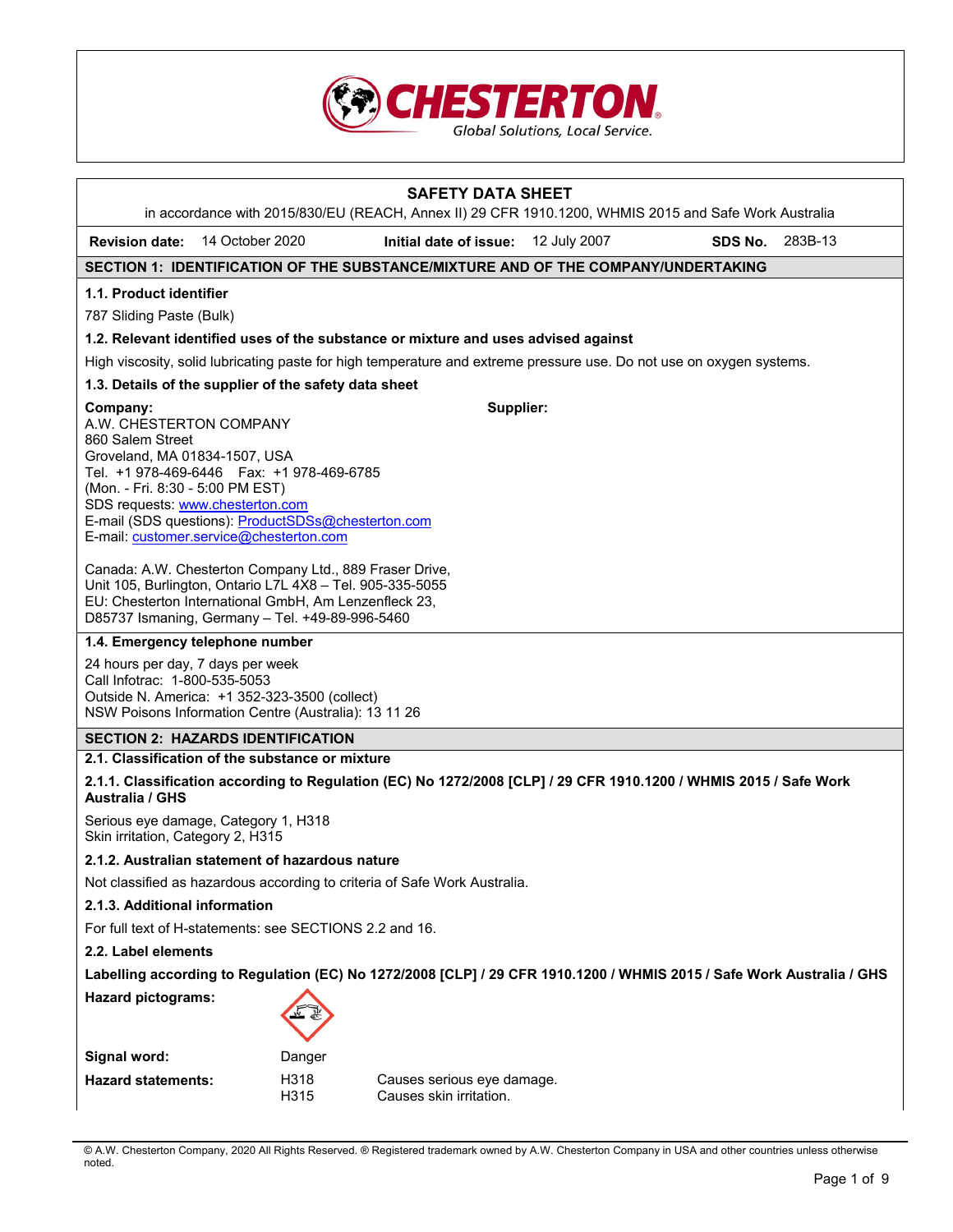# SAFETY DATA SHEET

in accordance with 2015/830/EU (REACH, Annex II) 29 CFR 1910.1200, WHMIS 2015 and Safe Work Australia

| **Revision date:** 14 October 2020 | **Initial date of issue:** 12 July 2007 | **SDS No.** 283B-13 |
|---|---|---|

## SECTION 1: IDENTIFICATION OF THE SUBSTANCE/MIXTURE AND OF THE COMPANY/UNDERTAKING

### 1.1. Product identifier

787 Sliding Paste (Bulk)

### 1.2. Relevant identified uses of the substance or mixture and uses advised against

High viscosity, solid lubricating paste for high temperature and extreme pressure use. Do not use on oxygen systems.

### 1.3. Details of the supplier of the safety data sheet

**Company:**
A.W. CHESTERTON COMPANY
860 Salem Street
Groveland, MA 01834-1507, USA
Tel. +1 978-469-6446 Fax: +1 978-469-6785
(Mon. - Fri. 8:30 - 5:00 PM EST)
SDS requests: www.chesterton.com
E-mail (SDS questions): ProductSDSs@chesterton.com
E-mail: customer.service@chesterton.com

**Supplier:**

Canada: A.W. Chesterton Company Ltd., 889 Fraser Drive, Unit 105, Burlington, Ontario L7L 4X8 – Tel. 905-335-5055
EU: Chesterton International GmbH, Am Lenzenfleck 23, D85737 Ismaning, Germany – Tel. +49-89-996-5460

### 1.4. Emergency telephone number

24 hours per day, 7 days per week
Call Infotrac: 1-800-535-5053
Outside N. America: +1 352-323-3500 (collect)
NSW Poisons Information Centre (Australia): 13 11 26

## SECTION 2: HAZARDS IDENTIFICATION

### 2.1. Classification of the substance or mixture

#### 2.1.1. Classification according to Regulation (EC) No 1272/2008 [CLP] / 29 CFR 1910.1200 / WHMIS 2015 / Safe Work Australia / GHS

Serious eye damage, Category 1, H318
Skin irritation, Category 2, H315

#### 2.1.2. Australian statement of hazardous nature

Not classified as hazardous according to criteria of Safe Work Australia.

#### 2.1.3. Additional information

For full text of H-statements: see SECTIONS 2.2 and 16.

### 2.2. Label elements

**Labelling according to Regulation (EC) No 1272/2008 [CLP] / 29 CFR 1910.1200 / WHMIS 2015 / Safe Work Australia / GHS**

**Hazard pictograms:**

**Signal word:** Danger

**Hazard statements:**

| | |
|---|---|
| H318 | Causes serious eye damage. |
| H315 | Causes skin irritation. |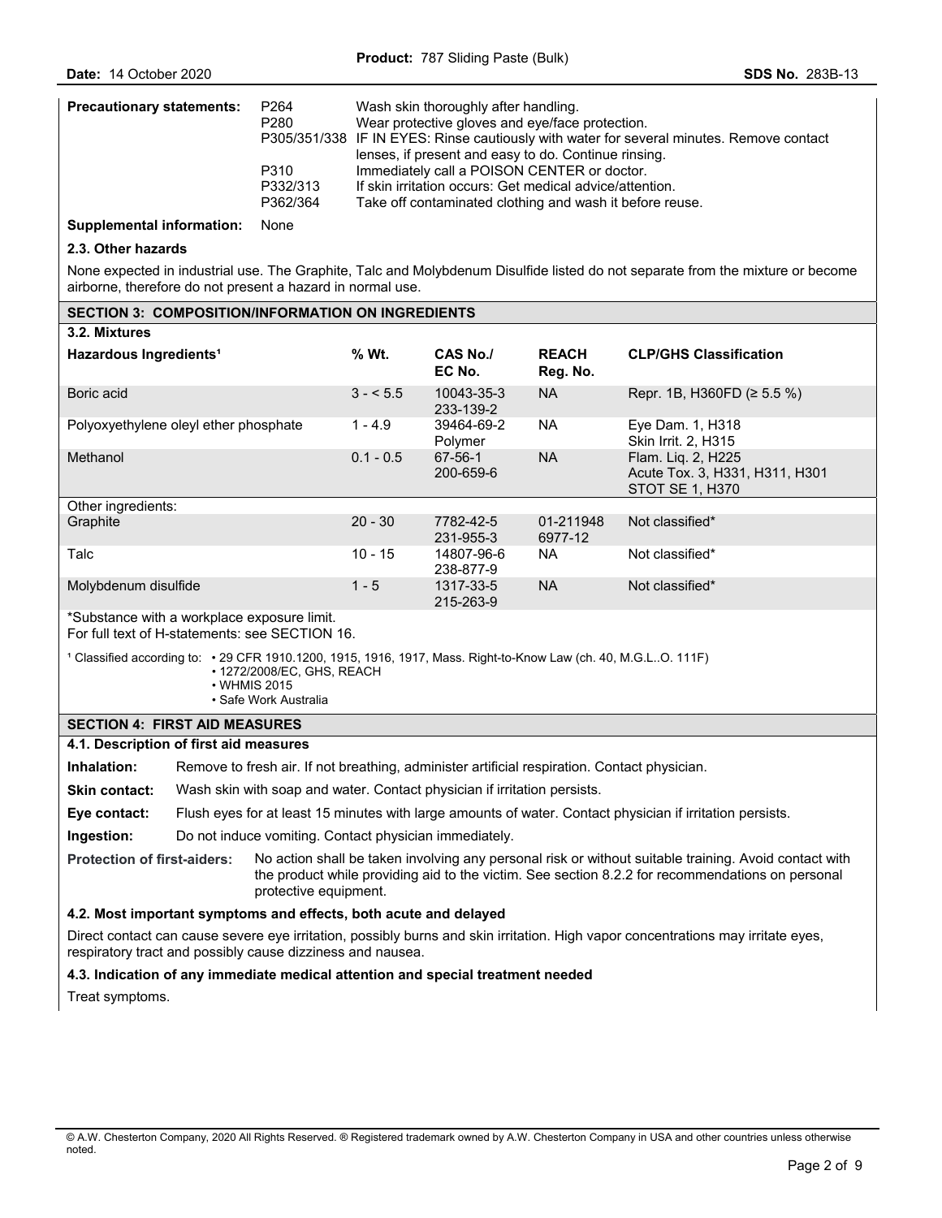**Precautionary statements:**

| | |
|---|---|
| P264 | Wash skin thoroughly after handling. |
| P280 | Wear protective gloves and eye/face protection. |
| P305/351/338 | IF IN EYES: Rinse cautiously with water for several minutes. Remove contact lenses, if present and easy to do. Continue rinsing. |
| P310 | Immediately call a POISON CENTER or doctor. |
| P332/313 | If skin irritation occurs: Get medical advice/attention. |
| P362/364 | Take off contaminated clothing and wash it before reuse. |

**Supplemental information:** None

### 2.3. Other hazards

None expected in industrial use. The Graphite, Talc and Molybdenum Disulfide listed do not separate from the mixture or become airborne, therefore do not present a hazard in normal use.

## SECTION 3: COMPOSITION/INFORMATION ON INGREDIENTS

### 3.2. Mixtures

| Hazardous Ingredients[1] | % Wt. | CAS No./ EC No. | REACH Reg. No. | CLP/GHS Classification |
|---|---|---|---|---|
| Boric acid | 3 - < 5.5 | 10043-35-3 233-139-2 | NA | Repr. 1B, H360FD (≥ 5.5 %) |
| Polyoxyethylene oleyl ether phosphate | 1 - 4.9 | 39464-69-2 Polymer | NA | Eye Dam. 1, H318 Skin Irrit. 2, H315 |
| Methanol | 0.1 - 0.5 | 67-56-1 200-659-6 | NA | Flam. Liq. 2, H225 Acute Tox. 3, H331, H311, H301 STOT SE 1, H370 |
| Other ingredients: | | | | |
| Graphite | 20 - 30 | 7782-42-5 231-955-3 | 01-211948 6977-12 | Not classified* |
| Talc | 10 - 15 | 14807-96-6 238-877-9 | NA | Not classified* |
| Molybdenum disulfide | 1 - 5 | 1317-33-5 215-263-9 | NA | Not classified* |

*Substance with a workplace exposure limit.
For full text of H-statements: see SECTION 16.

[1] Classified according to:
- 29 CFR 1910.1200, 1915, 1916, 1917, Mass. Right-to-Know Law (ch. 40, M.G.L..O. 111F)
- 1272/2008/EC, GHS, REACH
- WHMIS 2015
- Safe Work Australia

## SECTION 4: FIRST AID MEASURES

### 4.1. Description of first aid measures

**Inhalation:** Remove to fresh air. If not breathing, administer artificial respiration. Contact physician.

**Skin contact:** Wash skin with soap and water. Contact physician if irritation persists.

**Eye contact:** Flush eyes for at least 15 minutes with large amounts of water. Contact physician if irritation persists.

**Ingestion:** Do not induce vomiting. Contact physician immediately.

**Protection of first-aiders:** No action shall be taken involving any personal risk or without suitable training. Avoid contact with the product while providing aid to the victim. See section 8.2.2 for recommendations on personal protective equipment.

### 4.2. Most important symptoms and effects, both acute and delayed

Direct contact can cause severe eye irritation, possibly burns and skin irritation. High vapor concentrations may irritate eyes, respiratory tract and possibly cause dizziness and nausea.

### 4.3. Indication of any immediate medical attention and special treatment needed

Treat symptoms.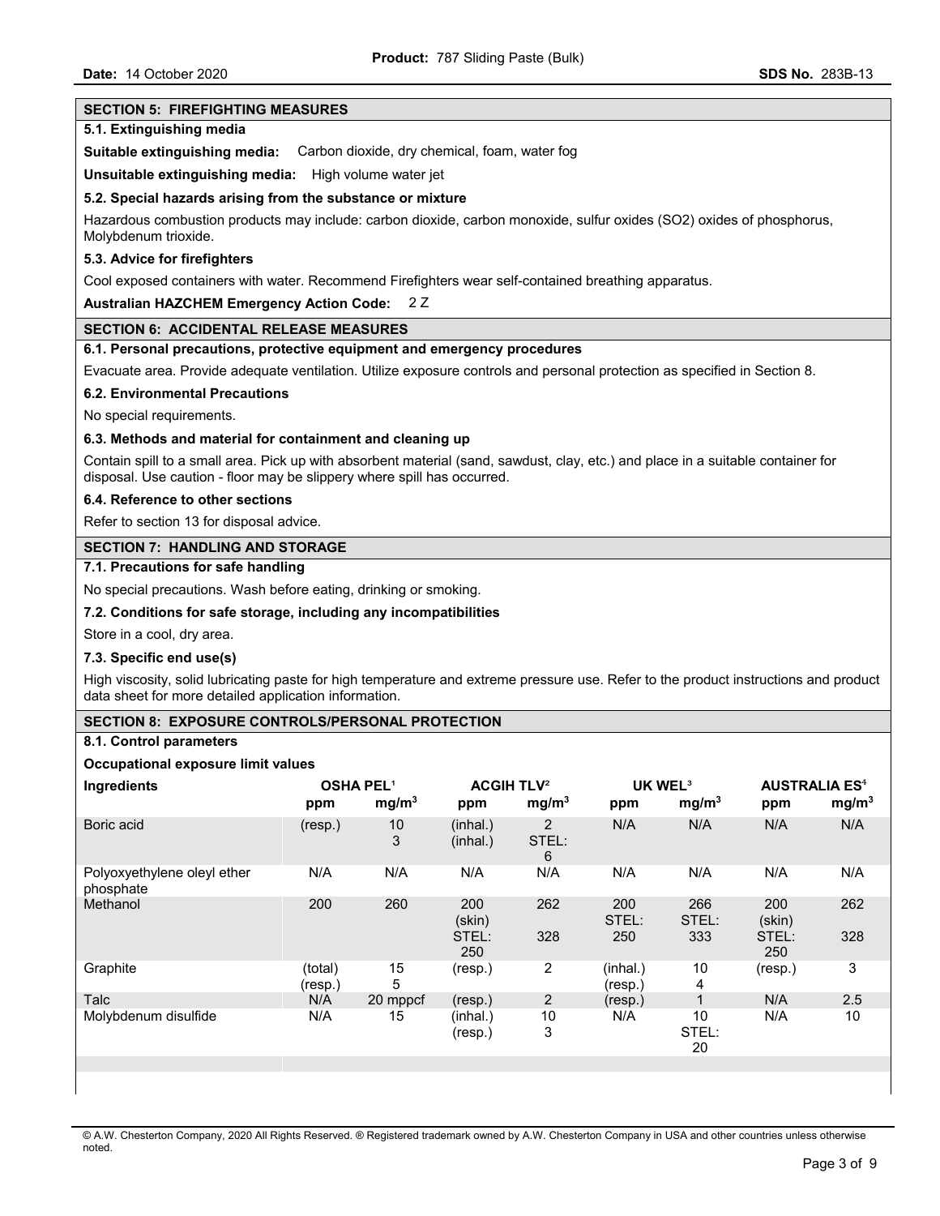## SECTION 5: FIREFIGHTING MEASURES

### 5.1. Extinguishing media

**Suitable extinguishing media:** Carbon dioxide, dry chemical, foam, water fog

**Unsuitable extinguishing media:** High volume water jet

### 5.2. Special hazards arising from the substance or mixture

Hazardous combustion products may include: carbon dioxide, carbon monoxide, sulfur oxides (SO2) oxides of phosphorus, Molybdenum trioxide.

### 5.3. Advice for firefighters

Cool exposed containers with water. Recommend Firefighters wear self-contained breathing apparatus.

**Australian HAZCHEM Emergency Action Code:** 2 Z

## SECTION 6: ACCIDENTAL RELEASE MEASURES

### 6.1. Personal precautions, protective equipment and emergency procedures

Evacuate area. Provide adequate ventilation. Utilize exposure controls and personal protection as specified in Section 8.

### 6.2. Environmental Precautions

No special requirements.

### 6.3. Methods and material for containment and cleaning up

Contain spill to a small area. Pick up with absorbent material (sand, sawdust, clay, etc.) and place in a suitable container for disposal. Use caution - floor may be slippery where spill has occurred.

### 6.4. Reference to other sections

Refer to section 13 for disposal advice.

## SECTION 7: HANDLING AND STORAGE

### 7.1. Precautions for safe handling

No special precautions. Wash before eating, drinking or smoking.

### 7.2. Conditions for safe storage, including any incompatibilities

Store in a cool, dry area.

### 7.3. Specific end use(s)

High viscosity, solid lubricating paste for high temperature and extreme pressure use. Refer to the product instructions and product data sheet for more detailed application information.

## SECTION 8: EXPOSURE CONTROLS/PERSONAL PROTECTION

### 8.1. Control parameters

**Occupational exposure limit values**

| Ingredients | OSHA PEL[1] | | ACGIH TLV[2] | | UK WEL[3] | | AUSTRALIA ES[4] | |
|---|---|---|---|---|---|---|---|---|
| | ppm | $mg/m^3$ | ppm | $mg/m^3$ | ppm | $mg/m^3$ | ppm | $mg/m^3$ |
| Boric acid | (resp.) | 10<br>3 | (inhal.)<br>(inhal.) | 2<br>STEL: 6 | N/A | N/A | N/A | N/A |
| Polyoxyethylene oleyl ether phosphate | N/A | N/A | N/A | N/A | N/A | N/A | N/A | N/A |
| Methanol | 200 | 260 | 200 (skin)<br>STEL: 250 | 262<br>328 | 200<br>STEL: 250 | 266<br>STEL: 333 | 200 (skin)<br>STEL: 250 | 262<br>328 |
| Graphite | (total)<br>(resp.) | 15<br>5 | (resp.) | 2 | (inhal.)<br>(resp.) | 10<br>4 | (resp.) | 3 |
| Talc | N/A | 20 mppcf | (resp.) | 2 | (resp.) | 1 | N/A | 2.5 |
| Molybdenum disulfide | N/A | 15 | (inhal.)<br>(resp.) | 10<br>3 | N/A | 10<br>STEL: 20 | N/A | 10 |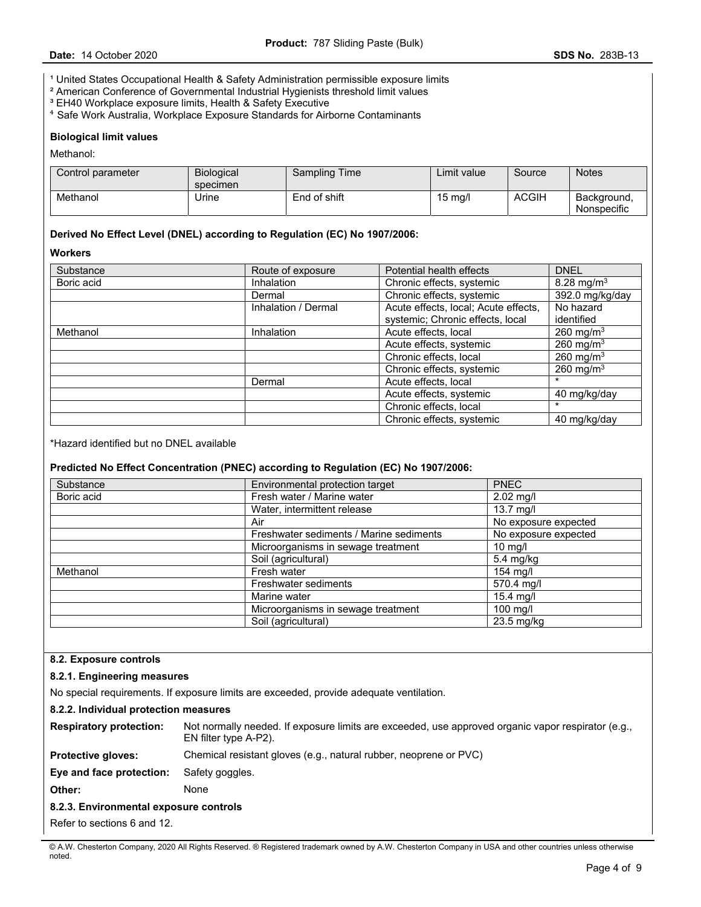[1] United States Occupational Health & Safety Administration permissible exposure limits
[2] American Conference of Governmental Industrial Hygienists threshold limit values
[3] EH40 Workplace exposure limits, Health & Safety Executive
[4] Safe Work Australia, Workplace Exposure Standards for Airborne Contaminants

**Biological limit values**

Methanol:

| Control parameter | Biological specimen | Sampling Time | Limit value | Source | Notes |
|---|---|---|---|---|---|
| Methanol | Urine | End of shift | 15 mg/l | ACGIH | Background, Nonspecific |

**Derived No Effect Level (DNEL) according to Regulation (EC) No 1907/2006:**

**Workers**

| Substance | Route of exposure | Potential health effects | DNEL |
|---|---|---|---|
| Boric acid | Inhalation | Chronic effects, systemic | 8.28 $mg/m^3$ |
| | Dermal | Chronic effects, systemic | 392.0 mg/kg/day |
| | Inhalation / Dermal | Acute effects, local; Acute effects, systemic; Chronic effects, local | No hazard identified |
| Methanol | Inhalation | Acute effects, local | 260 $mg/m^3$ |
| | | Acute effects, systemic | 260 $mg/m^3$ |
| | | Chronic effects, local | 260 $mg/m^3$ |
| | | Chronic effects, systemic | 260 $mg/m^3$ |
| | Dermal | Acute effects, local | * |
| | | Acute effects, systemic | 40 mg/kg/day |
| | | Chronic effects, local | * |
| | | Chronic effects, systemic | 40 mg/kg/day |

*Hazard identified but no DNEL available

**Predicted No Effect Concentration (PNEC) according to Regulation (EC) No 1907/2006:**

| Substance | Environmental protection target | PNEC |
|---|---|---|
| Boric acid | Fresh water / Marine water | 2.02 mg/l |
| | Water, intermittent release | 13.7 mg/l |
| | Air | No exposure expected |
| | Freshwater sediments / Marine sediments | No exposure expected |
| | Microorganisms in sewage treatment | 10 mg/l |
| | Soil (agricultural) | 5.4 mg/kg |
| Methanol | Fresh water | 154 mg/l |
| | Freshwater sediments | 570.4 mg/l |
| | Marine water | 15.4 mg/l |
| | Microorganisms in sewage treatment | 100 mg/l |
| | Soil (agricultural) | 23.5 mg/kg |

### 8.2. Exposure controls

#### 8.2.1. Engineering measures

No special requirements. If exposure limits are exceeded, provide adequate ventilation.

#### 8.2.2. Individual protection measures

**Respiratory protection:** Not normally needed. If exposure limits are exceeded, use approved organic vapor respirator (e.g., EN filter type A-P2).

**Protective gloves:** Chemical resistant gloves (e.g., natural rubber, neoprene or PVC)

**Eye and face protection:** Safety goggles.

**Other:** None

#### 8.2.3. Environmental exposure controls

Refer to sections 6 and 12.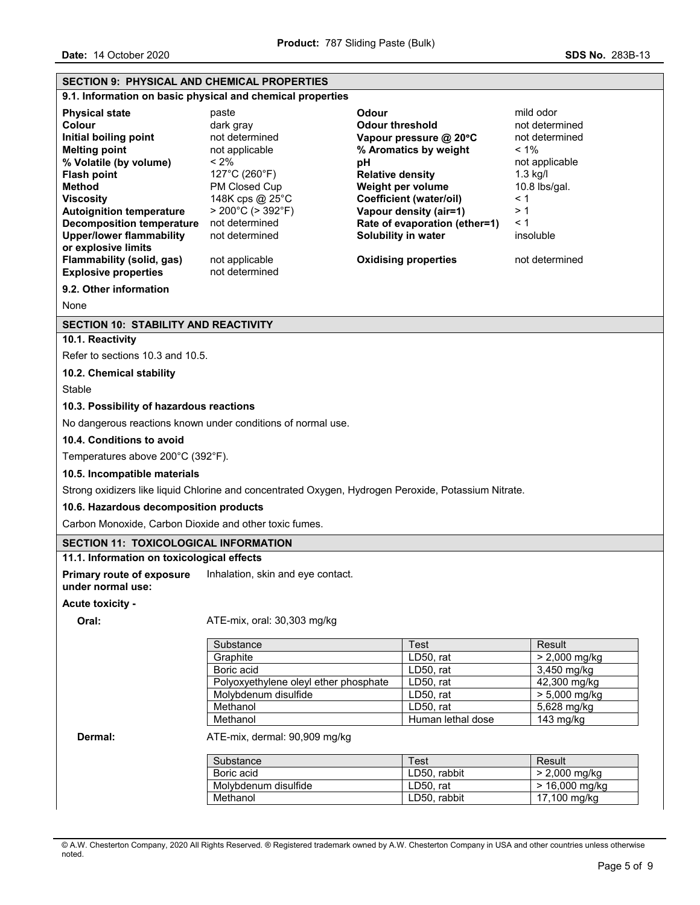## SECTION 9: PHYSICAL AND CHEMICAL PROPERTIES

### 9.1. Information on basic physical and chemical properties

| | | | |
|---|---|---|---|
| **Physical state** | paste | **Odour** | mild odor |
| **Colour** | dark gray | **Odour threshold** | not determined |
| **Initial boiling point** | not determined | **Vapour pressure @ 20°C** | not determined |
| **Melting point** | not applicable | **% Aromatics by weight** | < 1% |
| **% Volatile (by volume)** | < 2% | **pH** | not applicable |
| **Flash point** | 127°C (260°F) | **Relative density** | 1.3 kg/l |
| **Method** | PM Closed Cup | **Weight per volume** | 10.8 lbs/gal. |
| **Viscosity** | 148K cps @ 25°C | **Coefficient (water/oil)** | < 1 |
| **Autoignition temperature** | > 200°C (> 392°F) | **Vapour density (air=1)** | > 1 |
| **Decomposition temperature** | not determined | **Rate of evaporation (ether=1)** | < 1 |
| **Upper/lower flammability or explosive limits** | not determined | **Solubility in water** | insoluble |
| **Flammability (solid, gas)** | not applicable | **Oxidising properties** | not determined |
| **Explosive properties** | not determined | | |

### 9.2. Other information

None

## SECTION 10: STABILITY AND REACTIVITY

### 10.1. Reactivity

Refer to sections 10.3 and 10.5.

### 10.2. Chemical stability

Stable

### 10.3. Possibility of hazardous reactions

No dangerous reactions known under conditions of normal use.

### 10.4. Conditions to avoid

Temperatures above 200°C (392°F).

### 10.5. Incompatible materials

Strong oxidizers like liquid Chlorine and concentrated Oxygen, Hydrogen Peroxide, Potassium Nitrate.

### 10.6. Hazardous decomposition products

Carbon Monoxide, Carbon Dioxide and other toxic fumes.

## SECTION 11: TOXICOLOGICAL INFORMATION

### 11.1. Information on toxicological effects

**Primary route of exposure under normal use:** Inhalation, skin and eye contact.

**Acute toxicity -**

**Oral:** ATE-mix, oral: 30,303 mg/kg

| Substance | Test | Result |
|---|---|---|
| Graphite | LD50, rat | > 2,000 mg/kg |
| Boric acid | LD50, rat | 3,450 mg/kg |
| Polyoxyethylene oleyl ether phosphate | LD50, rat | 42,300 mg/kg |
| Molybdenum disulfide | LD50, rat | > 5,000 mg/kg |
| Methanol | LD50, rat | 5,628 mg/kg |
| Methanol | Human lethal dose | 143 mg/kg |

**Dermal:** ATE-mix, dermal: 90,909 mg/kg

| Substance | Test | Result |
|---|---|---|
| Boric acid | LD50, rabbit | > 2,000 mg/kg |
| Molybdenum disulfide | LD50, rat | > 16,000 mg/kg |
| Methanol | LD50, rabbit | 17,100 mg/kg |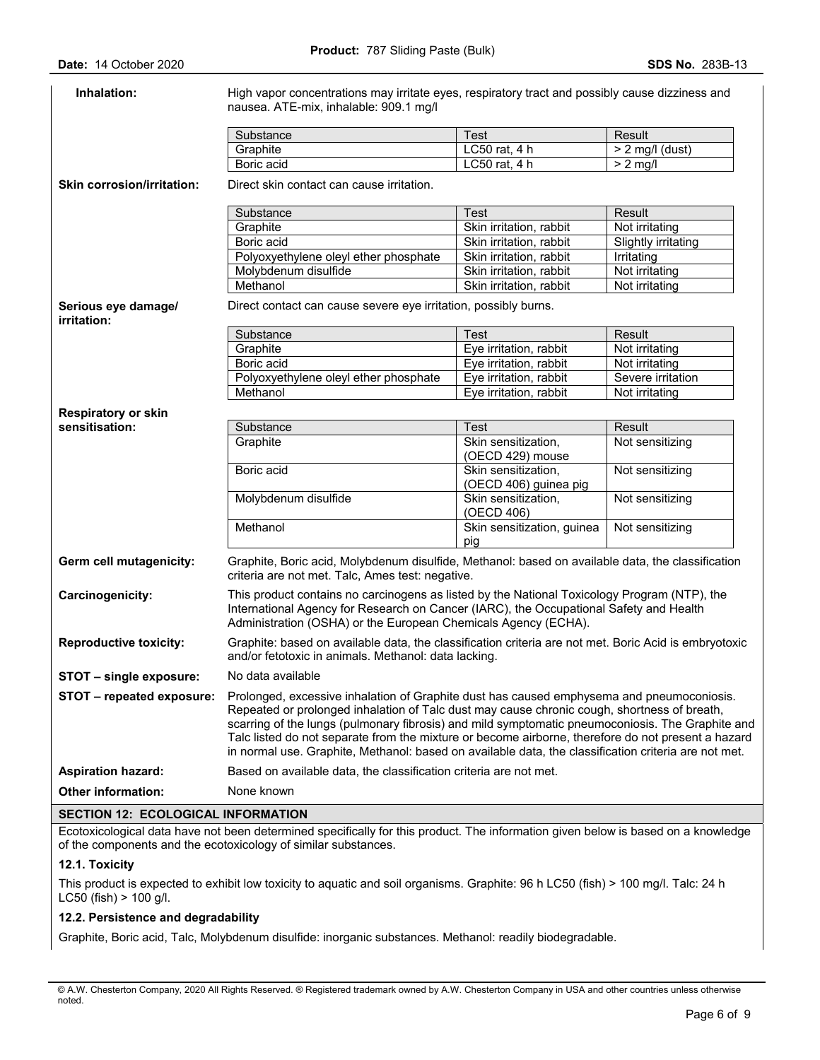**Inhalation:** High vapor concentrations may irritate eyes, respiratory tract and possibly cause dizziness and nausea. ATE-mix, inhalable: 909.1 mg/l

| Substance | Test | Result |
|---|---|---|
| Graphite | LC50 rat, 4 h | > 2 mg/l (dust) |
| Boric acid | LC50 rat, 4 h | > 2 mg/l |

**Skin corrosion/irritation:** Direct skin contact can cause irritation.

| Substance | Test | Result |
|---|---|---|
| Graphite | Skin irritation, rabbit | Not irritating |
| Boric acid | Skin irritation, rabbit | Slightly irritating |
| Polyoxyethylene oleyl ether phosphate | Skin irritation, rabbit | Irritating |
| Molybdenum disulfide | Skin irritation, rabbit | Not irritating |
| Methanol | Skin irritation, rabbit | Not irritating |

**Serious eye damage/ irritation:** Direct contact can cause severe eye irritation, possibly burns.

| Substance | Test | Result |
|---|---|---|
| Graphite | Eye irritation, rabbit | Not irritating |
| Boric acid | Eye irritation, rabbit | Not irritating |
| Polyoxyethylene oleyl ether phosphate | Eye irritation, rabbit | Severe irritation |
| Methanol | Eye irritation, rabbit | Not irritating |

**Respiratory or skin sensitisation:**

| Substance | Test | Result |
|---|---|---|
| Graphite | Skin sensitization, (OECD 429) mouse | Not sensitizing |
| Boric acid | Skin sensitization, (OECD 406) guinea pig | Not sensitizing |
| Molybdenum disulfide | Skin sensitization, (OECD 406) | Not sensitizing |
| Methanol | Skin sensitization, guinea pig | Not sensitizing |

**Germ cell mutagenicity:** Graphite, Boric acid, Molybdenum disulfide, Methanol: based on available data, the classification criteria are not met. Talc, Ames test: negative.

**Carcinogenicity:** This product contains no carcinogens as listed by the National Toxicology Program (NTP), the International Agency for Research on Cancer (IARC), the Occupational Safety and Health Administration (OSHA) or the European Chemicals Agency (ECHA).

**Reproductive toxicity:** Graphite: based on available data, the classification criteria are not met. Boric Acid is embryotoxic and/or fetotoxic in animals. Methanol: data lacking.

**STOT – single exposure:** No data available

**STOT – repeated exposure:** Prolonged, excessive inhalation of Graphite dust has caused emphysema and pneumoconiosis. Repeated or prolonged inhalation of Talc dust may cause chronic cough, shortness of breath, scarring of the lungs (pulmonary fibrosis) and mild symptomatic pneumoconiosis. The Graphite and Talc listed do not separate from the mixture or become airborne, therefore do not present a hazard in normal use. Graphite, Methanol: based on available data, the classification criteria are not met.

**Aspiration hazard:** Based on available data, the classification criteria are not met.

**Other information:** None known

## SECTION 12: ECOLOGICAL INFORMATION

Ecotoxicological data have not been determined specifically for this product. The information given below is based on a knowledge of the components and the ecotoxicology of similar substances.

### 12.1. Toxicity

This product is expected to exhibit low toxicity to aquatic and soil organisms. Graphite: 96 h LC50 (fish) > 100 mg/l. Talc: 24 h LC50 (fish) > 100 g/l.

### 12.2. Persistence and degradability

Graphite, Boric acid, Talc, Molybdenum disulfide: inorganic substances. Methanol: readily biodegradable.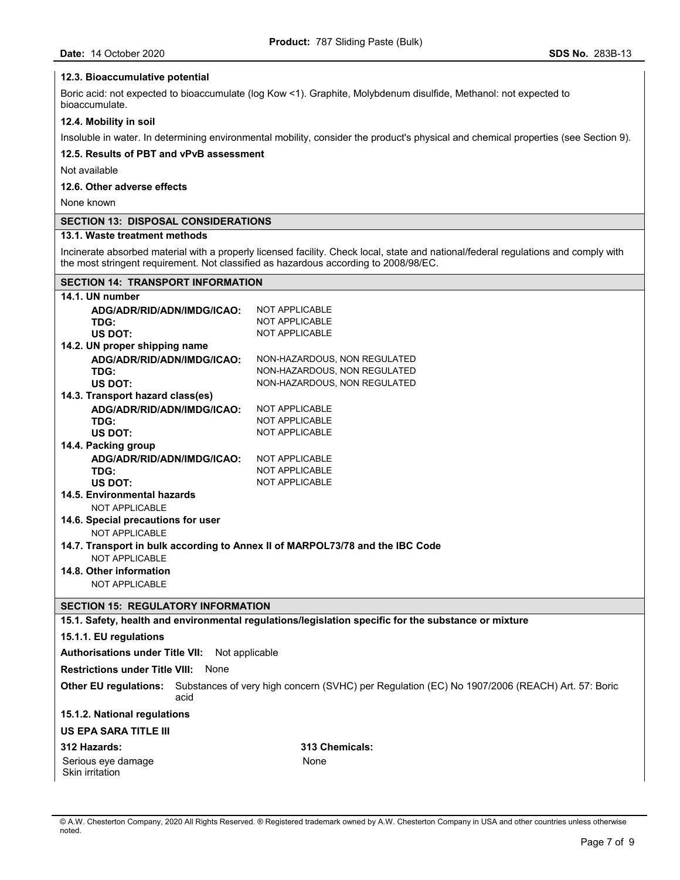### 12.3. Bioaccumulative potential

Boric acid: not expected to bioaccumulate (log Kow <1). Graphite, Molybdenum disulfide, Methanol: not expected to bioaccumulate.

### 12.4. Mobility in soil

Insoluble in water. In determining environmental mobility, consider the product's physical and chemical properties (see Section 9).

### 12.5. Results of PBT and vPvB assessment

Not available

### 12.6. Other adverse effects

None known

## SECTION 13: DISPOSAL CONSIDERATIONS

### 13.1. Waste treatment methods

Incinerate absorbed material with a properly licensed facility. Check local, state and national/federal regulations and comply with the most stringent requirement. Not classified as hazardous according to 2008/98/EC.

## SECTION 14: TRANSPORT INFORMATION

### 14.1. UN number

| | |
|---|---|
| **ADG/ADR/RID/ADN/IMDG/ICAO:** | NOT APPLICABLE |
| **TDG:** | NOT APPLICABLE |
| **US DOT:** | NOT APPLICABLE |

### 14.2. UN proper shipping name

| | |
|---|---|
| **ADG/ADR/RID/ADN/IMDG/ICAO:** | NON-HAZARDOUS, NON REGULATED |
| **TDG:** | NON-HAZARDOUS, NON REGULATED |
| **US DOT:** | NON-HAZARDOUS, NON REGULATED |

### 14.3. Transport hazard class(es)

| | |
|---|---|
| **ADG/ADR/RID/ADN/IMDG/ICAO:** | NOT APPLICABLE |
| **TDG:** | NOT APPLICABLE |
| **US DOT:** | NOT APPLICABLE |

### 14.4. Packing group

| | |
|---|---|
| **ADG/ADR/RID/ADN/IMDG/ICAO:** | NOT APPLICABLE |
| **TDG:** | NOT APPLICABLE |
| **US DOT:** | NOT APPLICABLE |

### 14.5. Environmental hazards

NOT APPLICABLE

### 14.6. Special precautions for user

NOT APPLICABLE

### 14.7. Transport in bulk according to Annex II of MARPOL73/78 and the IBC Code

NOT APPLICABLE

### 14.8. Other information

NOT APPLICABLE

## SECTION 15: REGULATORY INFORMATION

### 15.1. Safety, health and environmental regulations/legislation specific for the substance or mixture

#### 15.1.1. EU regulations

**Authorisations under Title VII:** Not applicable

**Restrictions under Title VIII:** None

**Other EU regulations:** Substances of very high concern (SVHC) per Regulation (EC) No 1907/2006 (REACH) Art. 57: Boric acid

#### 15.1.2. National regulations

**US EPA SARA TITLE III**

| **312 Hazards:** | **313 Chemicals:** |
|---|---|
| Serious eye damage<br>Skin irritation | None |

© A.W. Chesterton Company, 2020 All Rights Reserved. ® Registered trademark owned by A.W. Chesterton Company in USA and other countries unless otherwise noted.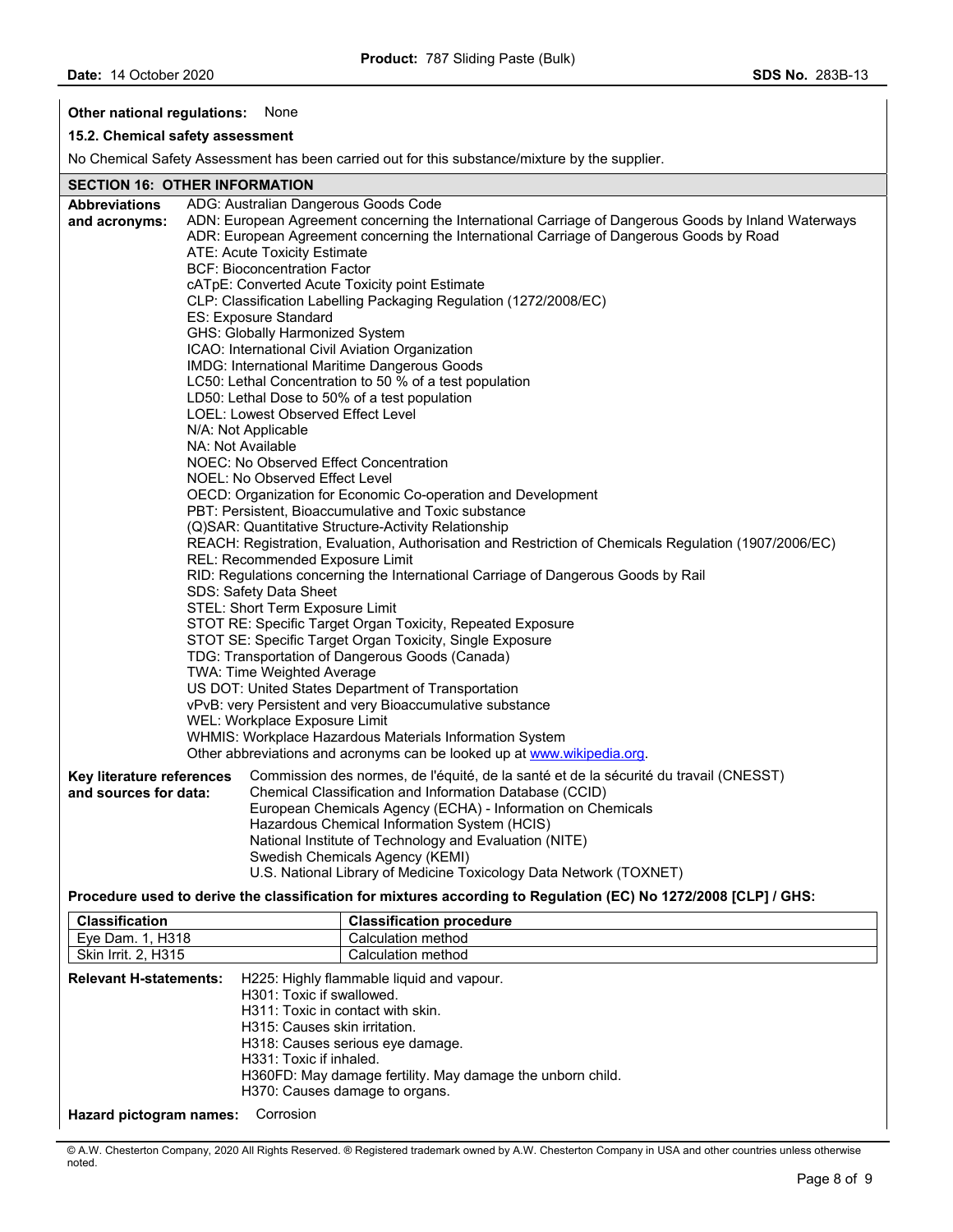**Other national regulations:** None

**15.2. Chemical safety assessment**

No Chemical Safety Assessment has been carried out for this substance/mixture by the supplier.

## SECTION 16: OTHER INFORMATION

**Abbreviations and acronyms:**

ADG: Australian Dangerous Goods Code
ADN: European Agreement concerning the International Carriage of Dangerous Goods by Inland Waterways
ADR: European Agreement concerning the International Carriage of Dangerous Goods by Road
ATE: Acute Toxicity Estimate
BCF: Bioconcentration Factor
cATpE: Converted Acute Toxicity point Estimate
CLP: Classification Labelling Packaging Regulation (1272/2008/EC)
ES: Exposure Standard
GHS: Globally Harmonized System
ICAO: International Civil Aviation Organization
IMDG: International Maritime Dangerous Goods
LC50: Lethal Concentration to 50 % of a test population
LD50: Lethal Dose to 50% of a test population
LOEL: Lowest Observed Effect Level
N/A: Not Applicable
NA: Not Available
NOEC: No Observed Effect Concentration
NOEL: No Observed Effect Level
OECD: Organization for Economic Co-operation and Development
PBT: Persistent, Bioaccumulative and Toxic substance
(Q)SAR: Quantitative Structure-Activity Relationship
REACH: Registration, Evaluation, Authorisation and Restriction of Chemicals Regulation (1907/2006/EC)
REL: Recommended Exposure Limit
RID: Regulations concerning the International Carriage of Dangerous Goods by Rail
SDS: Safety Data Sheet
STEL: Short Term Exposure Limit
STOT RE: Specific Target Organ Toxicity, Repeated Exposure
STOT SE: Specific Target Organ Toxicity, Single Exposure
TDG: Transportation of Dangerous Goods (Canada)
TWA: Time Weighted Average
US DOT: United States Department of Transportation
vPvB: very Persistent and very Bioaccumulative substance
WEL: Workplace Exposure Limit
WHMIS: Workplace Hazardous Materials Information System
Other abbreviations and acronyms can be looked up at www.wikipedia.org.

**Key literature references and sources for data:**

Commission des normes, de l'équité, de la santé et de la sécurité du travail (CNESST)
Chemical Classification and Information Database (CCID)
European Chemicals Agency (ECHA) - Information on Chemicals
Hazardous Chemical Information System (HCIS)
National Institute of Technology and Evaluation (NITE)
Swedish Chemicals Agency (KEMI)
U.S. National Library of Medicine Toxicology Data Network (TOXNET)

**Procedure used to derive the classification for mixtures according to Regulation (EC) No 1272/2008 [CLP] / GHS:**

| Classification | Classification procedure |
|---|---|
| Eye Dam. 1, H318 | Calculation method |
| Skin Irrit. 2, H315 | Calculation method |

**Relevant H-statements:**

H225: Highly flammable liquid and vapour.
H301: Toxic if swallowed.
H311: Toxic in contact with skin.
H315: Causes skin irritation.
H318: Causes serious eye damage.
H331: Toxic if inhaled.
H360FD: May damage fertility. May damage the unborn child.
H370: Causes damage to organs.

**Hazard pictogram names:** Corrosion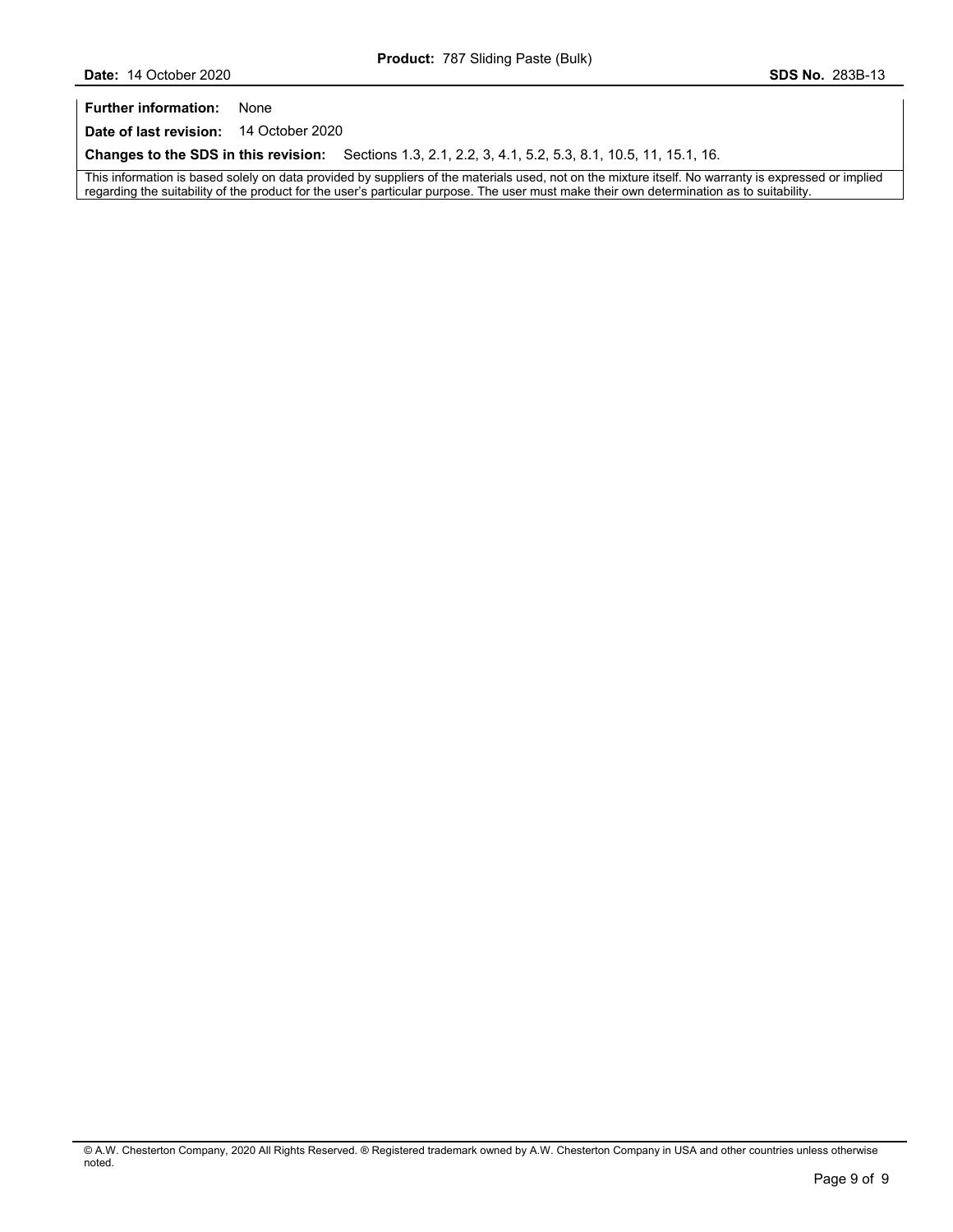**Further information:** None

**Date of last revision:** 14 October 2020

**Changes to the SDS in this revision:** Sections 1.3, 2.1, 2.2, 3, 4.1, 5.2, 5.3, 8.1, 10.5, 11, 15.1, 16.

This information is based solely on data provided by suppliers of the materials used, not on the mixture itself. No warranty is expressed or implied regarding the suitability of the product for the user's particular purpose. The user must make their own determination as to suitability.

© A.W. Chesterton Company, 2020 All Rights Reserved. ® Registered trademark owned by A.W. Chesterton Company in USA and other countries unless otherwise noted.